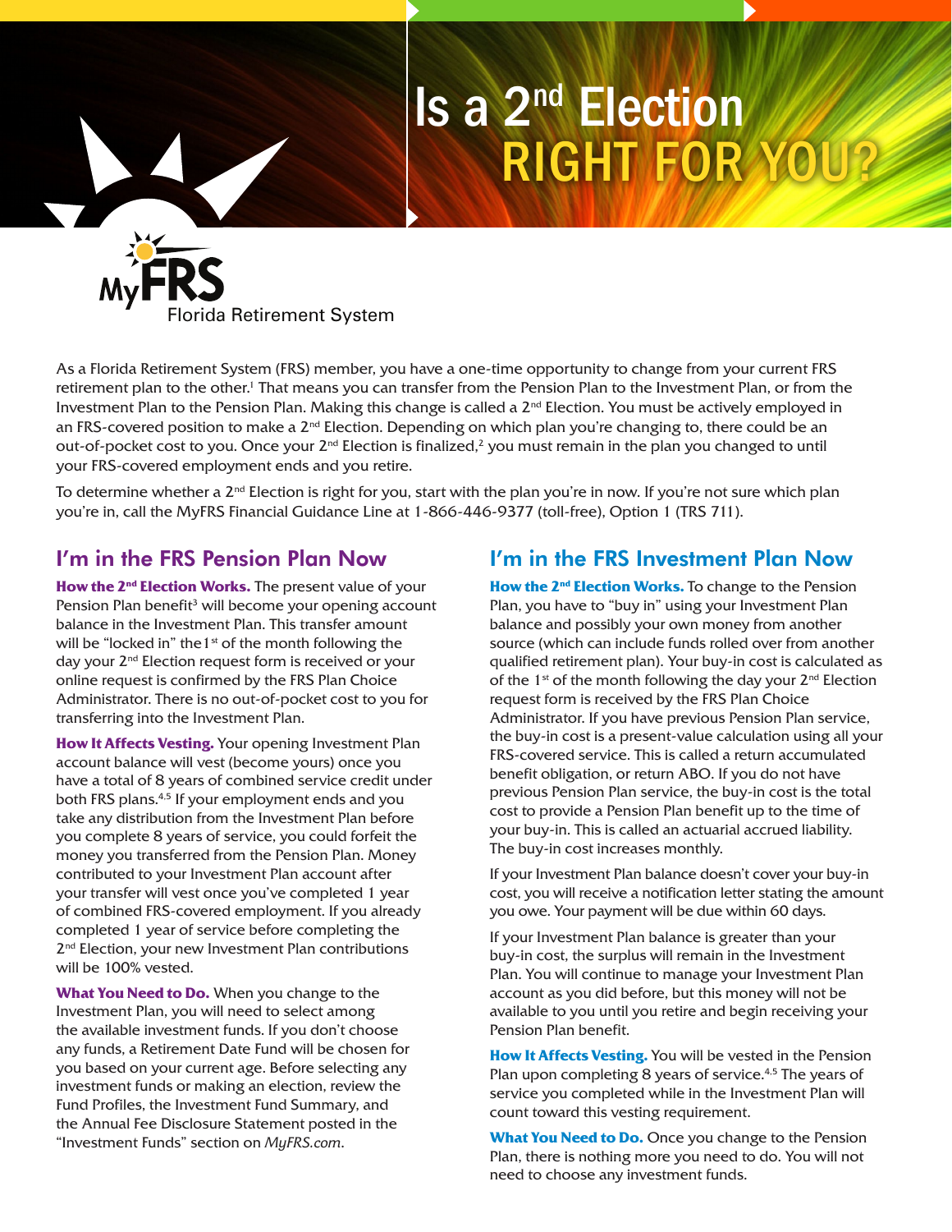# Is a 2nd Election RIGHT FOR YOU?

MyFRS Florida Retirement System

As a Florida Retirement System (FRS) member, you have a one-time opportunity to change from your current FRS retirement plan to the other.[1] That means you can transfer from the Pension Plan to the Investment Plan, or from the Investment Plan to the Pension Plan. Making this change is called a 2nd Election. You must be actively employed in an FRS-covered position to make a 2nd Election. Depending on which plan you're changing to, there could be an out-of-pocket cost to you. Once your 2nd Election is finalized,[2] you must remain in the plan you changed to until your FRS-covered employment ends and you retire.

To determine whether a 2nd Election is right for you, start with the plan you're in now. If you're not sure which plan you're in, call the MyFRS Financial Guidance Line at 1-866-446-9377 (toll-free), Option 1 (TRS 711).

## I'm in the FRS Pension Plan Now

**How the 2nd Election Works.** The present value of your Pension Plan benefit[3] will become your opening account balance in the Investment Plan. This transfer amount will be "locked in" the 1st of the month following the day your 2nd Election request form is received or your online request is confirmed by the FRS Plan Choice Administrator. There is no out-of-pocket cost to you for transferring into the Investment Plan.

**How It Affects Vesting.** Your opening Investment Plan account balance will vest (become yours) once you have a total of 8 years of combined service credit under both FRS plans.[4,5] If your employment ends and you take any distribution from the Investment Plan before you complete 8 years of service, you could forfeit the money you transferred from the Pension Plan. Money contributed to your Investment Plan account after your transfer will vest once you've completed 1 year of combined FRS-covered employment. If you already completed 1 year of service before completing the 2nd Election, your new Investment Plan contributions will be 100% vested.

**What You Need to Do.** When you change to the Investment Plan, you will need to select among the available investment funds. If you don't choose any funds, a Retirement Date Fund will be chosen for you based on your current age. Before selecting any investment funds or making an election, review the Fund Profiles, the Investment Fund Summary, and the Annual Fee Disclosure Statement posted in the "Investment Funds" section on *MyFRS.com*.

## I'm in the FRS Investment Plan Now

**How the 2nd Election Works.** To change to the Pension Plan, you have to "buy in" using your Investment Plan balance and possibly your own money from another source (which can include funds rolled over from another qualified retirement plan). Your buy-in cost is calculated as of the 1st of the month following the day your 2nd Election request form is received by the FRS Plan Choice Administrator. If you have previous Pension Plan service, the buy-in cost is a present-value calculation using all your FRS-covered service. This is called a return accumulated benefit obligation, or return ABO. If you do not have previous Pension Plan service, the buy-in cost is the total cost to provide a Pension Plan benefit up to the time of your buy-in. This is called an actuarial accrued liability. The buy-in cost increases monthly.

If your Investment Plan balance doesn't cover your buy-in cost, you will receive a notification letter stating the amount you owe. Your payment will be due within 60 days.

If your Investment Plan balance is greater than your buy-in cost, the surplus will remain in the Investment Plan. You will continue to manage your Investment Plan account as you did before, but this money will not be available to you until you retire and begin receiving your Pension Plan benefit.

**How It Affects Vesting.** You will be vested in the Pension Plan upon completing 8 years of service.[4,5] The years of service you completed while in the Investment Plan will count toward this vesting requirement.

**What You Need to Do.** Once you change to the Pension Plan, there is nothing more you need to do. You will not need to choose any investment funds.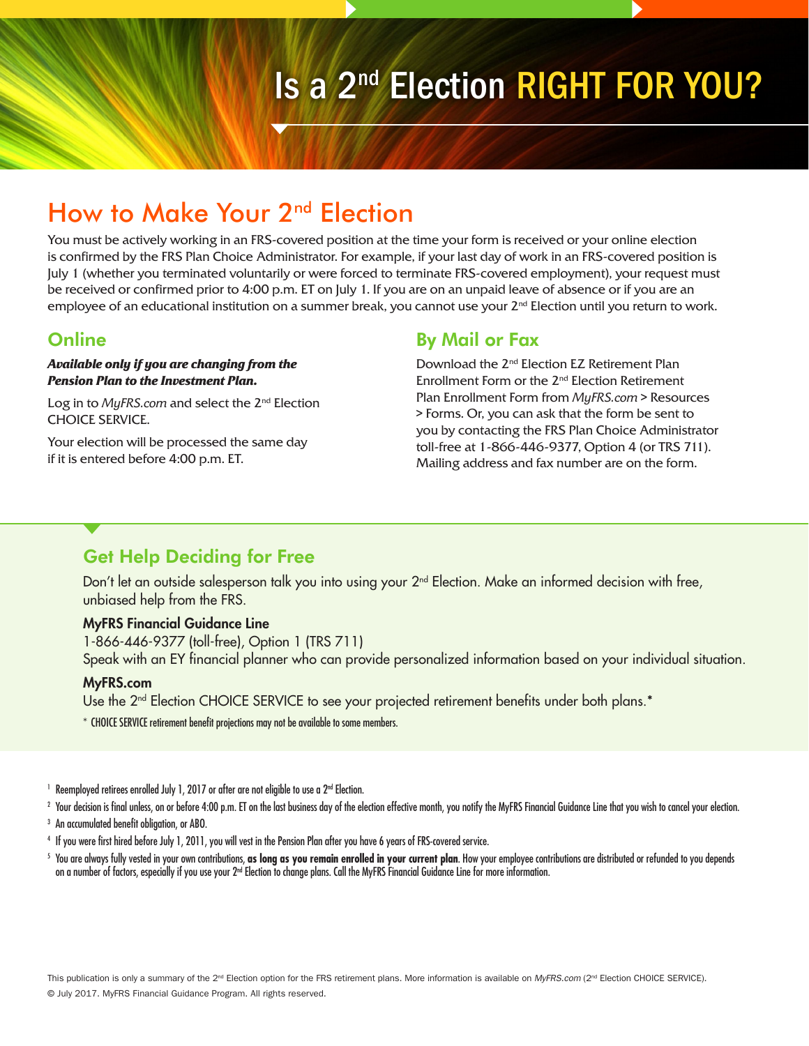# Is a 2nd Election RIGHT FOR YOU?

## How to Make Your 2nd Election

You must be actively working in an FRS-covered position at the time your form is received or your online election is confirmed by the FRS Plan Choice Administrator. For example, if your last day of work in an FRS-covered position is July 1 (whether you terminated voluntarily or were forced to terminate FRS-covered employment), your request must be received or confirmed prior to 4:00 p.m. ET on July 1. If you are on an unpaid leave of absence or if you are an employee of an educational institution on a summer break, you cannot use your 2nd Election until you return to work.

### Online

***Available only if you are changing from the Pension Plan to the Investment Plan.***

Log in to *MyFRS.com* and select the 2nd Election CHOICE SERVICE.

Your election will be processed the same day if it is entered before 4:00 p.m. ET.

### By Mail or Fax

Download the 2nd Election EZ Retirement Plan Enrollment Form or the 2nd Election Retirement Plan Enrollment Form from *MyFRS.com* > Resources > Forms. Or, you can ask that the form be sent to you by contacting the FRS Plan Choice Administrator toll-free at 1-866-446-9377, Option 4 (or TRS 711). Mailing address and fax number are on the form.

## Get Help Deciding for Free

Don't let an outside salesperson talk you into using your 2nd Election. Make an informed decision with free, unbiased help from the FRS.

**MyFRS Financial Guidance Line**
1-866-446-9377 (toll-free), Option 1 (TRS 711)
Speak with an EY financial planner who can provide personalized information based on your individual situation.

**MyFRS.com**
Use the 2nd Election CHOICE SERVICE to see your projected retirement benefits under both plans.*

* CHOICE SERVICE retirement benefit projections may not be available to some members.

[1] Reemployed retirees enrolled July 1, 2017 or after are not eligible to use a 2nd Election.

[2] Your decision is final unless, on or before 4:00 p.m. ET on the last business day of the election effective month, you notify the MyFRS Financial Guidance Line that you wish to cancel your election.

[3] An accumulated benefit obligation, or ABO.

[4] If you were first hired before July 1, 2011, you will vest in the Pension Plan after you have 6 years of FRS-covered service.

[5] You are always fully vested in your own contributions, **as long as you remain enrolled in your current plan**. How your employee contributions are distributed or refunded to you depends on a number of factors, especially if you use your 2nd Election to change plans. Call the MyFRS Financial Guidance Line for more information.

This publication is only a summary of the 2nd Election option for the FRS retirement plans. More information is available on *MyFRS.com* (2nd Election CHOICE SERVICE).

© July 2017. MyFRS Financial Guidance Program. All rights reserved.